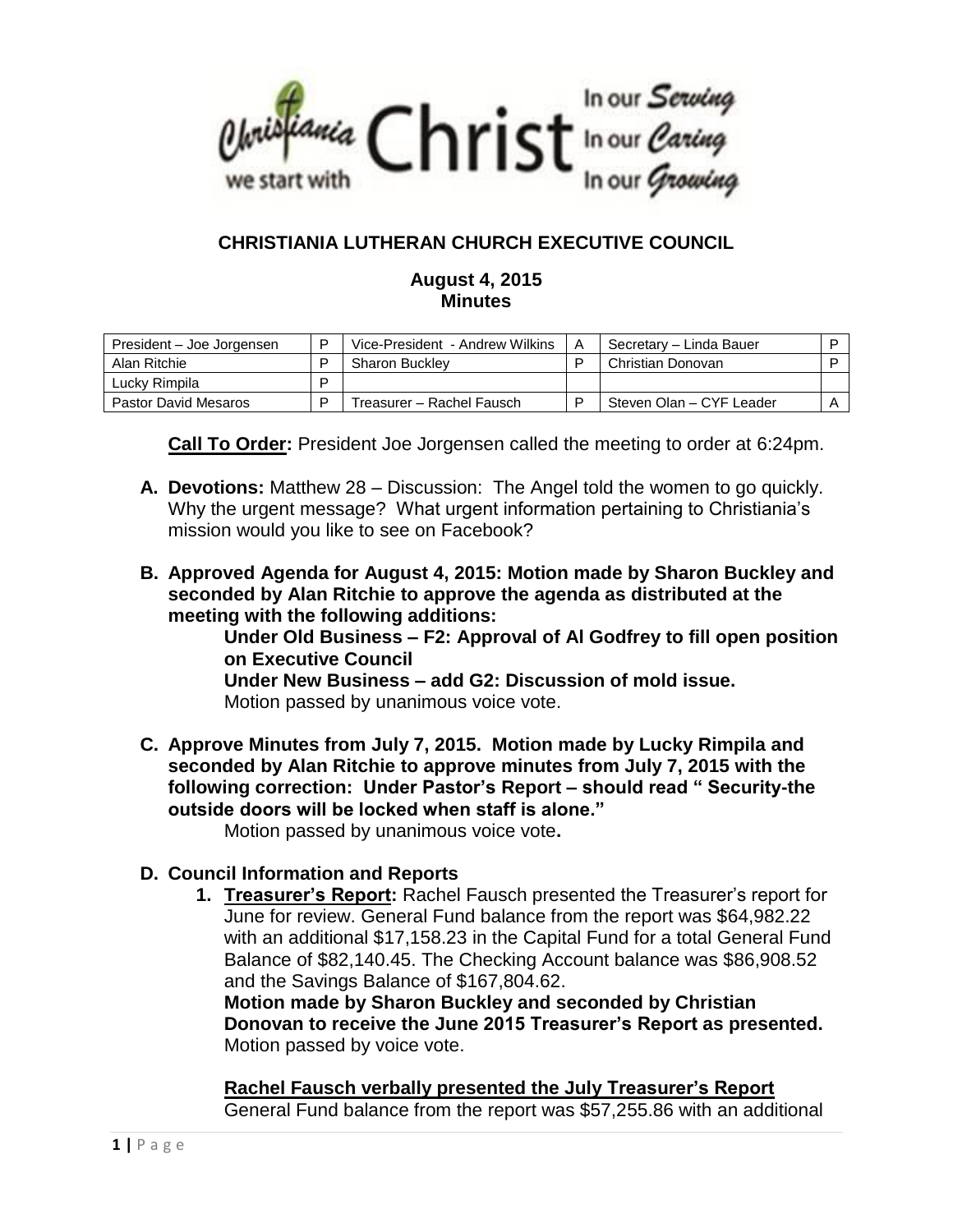Christiania — we start with Christ — In our Serving, In our Caring, In our Growing

## CHRISTIANIA LUTHERAN CHURCH EXECUTIVE COUNCIL

### August 4, 2015
### Minutes

| President – Joe Jorgensen | P | Vice-President - Andrew Wilkins | A | Secretary – Linda Bauer | P |
|---|---|---|---|---|---|
| Alan Ritchie | P | Sharon Buckley | P | Christian Donovan | P |
| Lucky Rimpila | P | | | | |
| Pastor David Mesaros | P | Treasurer – Rachel Fausch | P | Steven Olan – CYF Leader | A |

**Call To Order:** President Joe Jorgensen called the meeting to order at 6:24pm.

**A. Devotions:** Matthew 28 – Discussion: The Angel told the women to go quickly. Why the urgent message? What urgent information pertaining to Christiania's mission would you like to see on Facebook?

**B. Approved Agenda for August 4, 2015: Motion made by Sharon Buckley and seconded by Alan Ritchie to approve the agenda as distributed at the meeting with the following additions:**

**Under Old Business – F2: Approval of Al Godfrey to fill open position on Executive Council**

**Under New Business – add G2: Discussion of mold issue.**

Motion passed by unanimous voice vote.

**C. Approve Minutes from July 7, 2015. Motion made by Lucky Rimpila and seconded by Alan Ritchie to approve minutes from July 7, 2015 with the following correction: Under Pastor's Report – should read " Security-the outside doors will be locked when staff is alone."**

Motion passed by unanimous voice vote**.**

**D. Council Information and Reports**

1. **Treasurer's Report:** Rachel Fausch presented the Treasurer's report for June for review. General Fund balance from the report was $64,982.22 with an additional $17,158.23 in the Capital Fund for a total General Fund Balance of $82,140.45. The Checking Account balance was $86,908.52 and the Savings Balance of $167,804.62.

   **Motion made by Sharon Buckley and seconded by Christian Donovan to receive the June 2015 Treasurer's Report as presented.** Motion passed by voice vote.

   **Rachel Fausch verbally presented the July Treasurer's Report**

   General Fund balance from the report was $57,255.86 with an additional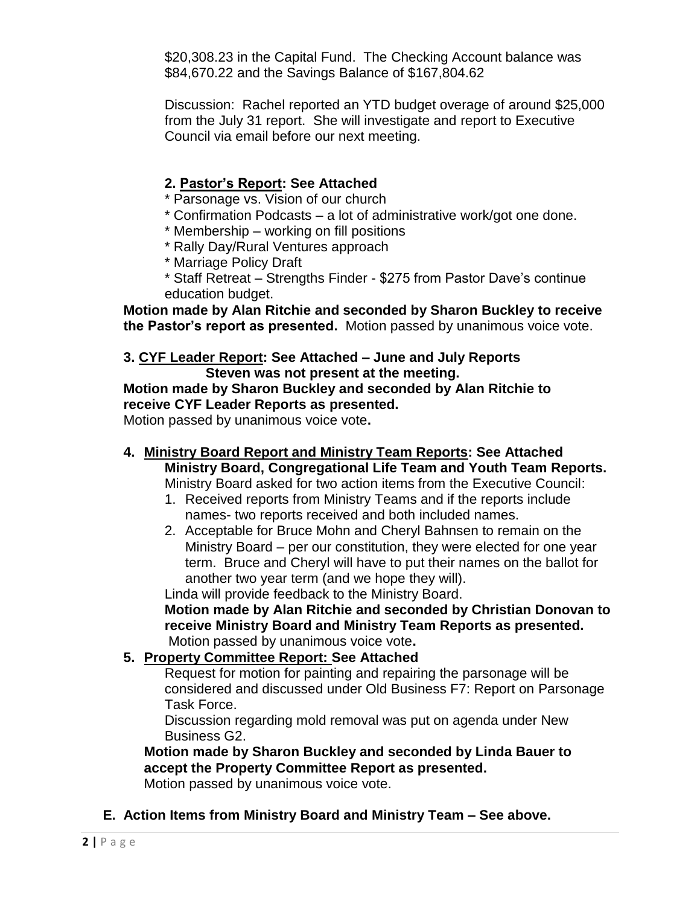$20,308.23 in the Capital Fund. The Checking Account balance was $84,670.22 and the Savings Balance of $167,804.62

Discussion: Rachel reported an YTD budget overage of around $25,000 from the July 31 report. She will investigate and report to Executive Council via email before our next meeting.

**2. <u>Pastor's Report</u>: See Attached**

* Parsonage vs. Vision of our church
* Confirmation Podcasts – a lot of administrative work/got one done.
* Membership – working on fill positions
* Rally Day/Rural Ventures approach
* Marriage Policy Draft
* Staff Retreat – Strengths Finder - $275 from Pastor Dave's continue education budget.

**Motion made by Alan Ritchie and seconded by Sharon Buckley to receive the Pastor's report as presented.** Motion passed by unanimous voice vote.

**3. <u>CYF Leader Report</u>: See Attached – June and July Reports**
**Steven was not present at the meeting.**

**Motion made by Sharon Buckley and seconded by Alan Ritchie to receive CYF Leader Reports as presented.**
Motion passed by unanimous voice vote**.**

**4. <u>Ministry Board Report and Ministry Team Reports</u>: See Attached Ministry Board, Congregational Life Team and Youth Team Reports.**

Ministry Board asked for two action items from the Executive Council:

1. Received reports from Ministry Teams and if the reports include names- two reports received and both included names.
2. Acceptable for Bruce Mohn and Cheryl Bahnsen to remain on the Ministry Board – per our constitution, they were elected for one year term. Bruce and Cheryl will have to put their names on the ballot for another two year term (and we hope they will).

Linda will provide feedback to the Ministry Board.

**Motion made by Alan Ritchie and seconded by Christian Donovan to receive Ministry Board and Ministry Team Reports as presented.**
Motion passed by unanimous voice vote**.**

**5. <u>Property Committee Report:</u> See Attached**

Request for motion for painting and repairing the parsonage will be considered and discussed under Old Business F7: Report on Parsonage Task Force.

Discussion regarding mold removal was put on agenda under New Business G2.

**Motion made by Sharon Buckley and seconded by Linda Bauer to accept the Property Committee Report as presented.**
Motion passed by unanimous voice vote.

**E. Action Items from Ministry Board and Ministry Team – See above.**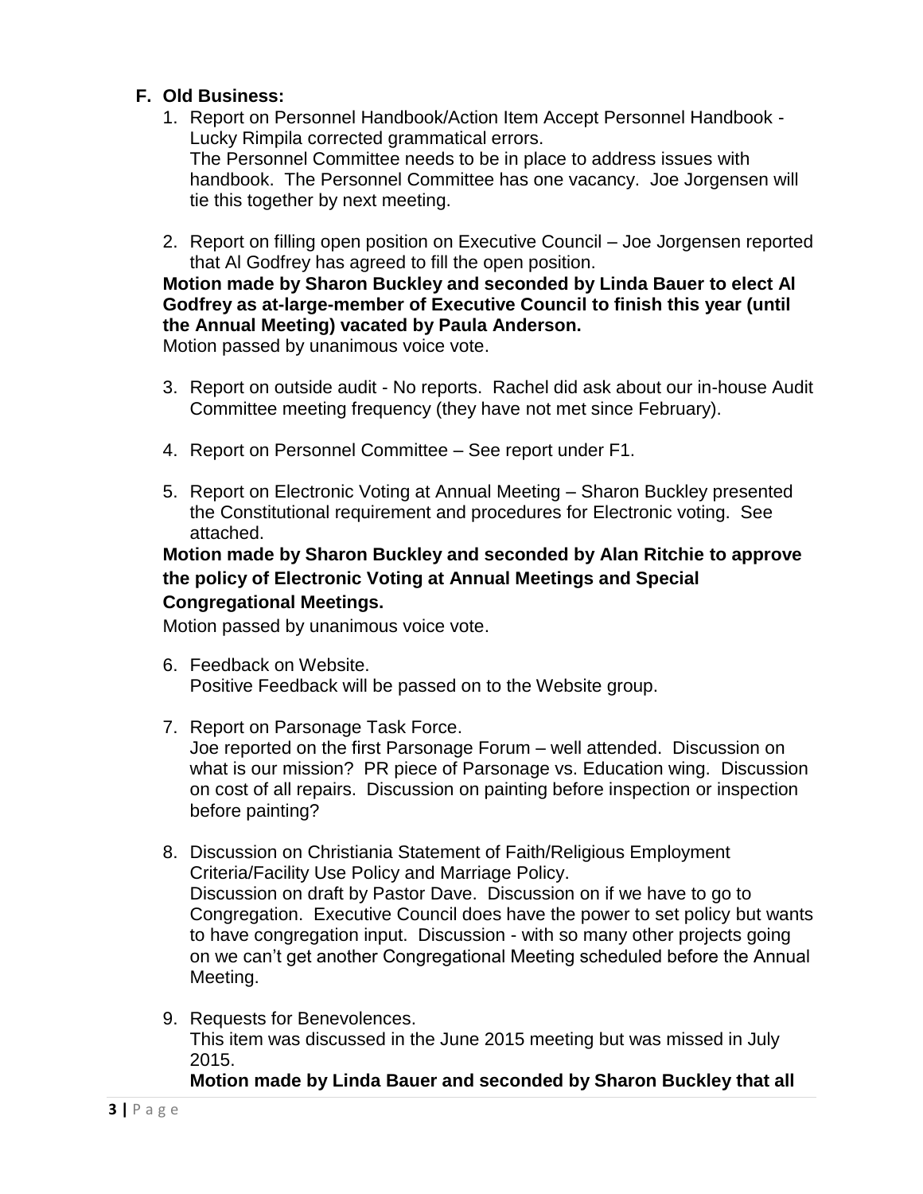## F. Old Business:

1. Report on Personnel Handbook/Action Item Accept Personnel Handbook - Lucky Rimpila corrected grammatical errors.
   The Personnel Committee needs to be in place to address issues with handbook. The Personnel Committee has one vacancy. Joe Jorgensen will tie this together by next meeting.

2. Report on filling open position on Executive Council – Joe Jorgensen reported that Al Godfrey has agreed to fill the open position.

**Motion made by Sharon Buckley and seconded by Linda Bauer to elect Al Godfrey as at-large-member of Executive Council to finish this year (until the Annual Meeting) vacated by Paula Anderson.**
Motion passed by unanimous voice vote.

3. Report on outside audit - No reports. Rachel did ask about our in-house Audit Committee meeting frequency (they have not met since February).

4. Report on Personnel Committee – See report under F1.

5. Report on Electronic Voting at Annual Meeting – Sharon Buckley presented the Constitutional requirement and procedures for Electronic voting. See attached.

**Motion made by Sharon Buckley and seconded by Alan Ritchie to approve the policy of Electronic Voting at Annual Meetings and Special Congregational Meetings.**
Motion passed by unanimous voice vote.

6. Feedback on Website.
   Positive Feedback will be passed on to the Website group.

7. Report on Parsonage Task Force.
   Joe reported on the first Parsonage Forum – well attended. Discussion on what is our mission? PR piece of Parsonage vs. Education wing. Discussion on cost of all repairs. Discussion on painting before inspection or inspection before painting?

8. Discussion on Christiania Statement of Faith/Religious Employment Criteria/Facility Use Policy and Marriage Policy.
   Discussion on draft by Pastor Dave. Discussion on if we have to go to Congregation. Executive Council does have the power to set policy but wants to have congregation input. Discussion - with so many other projects going on we can't get another Congregational Meeting scheduled before the Annual Meeting.

9. Requests for Benevolences.
   This item was discussed in the June 2015 meeting but was missed in July 2015.
   **Motion made by Linda Bauer and seconded by Sharon Buckley that all**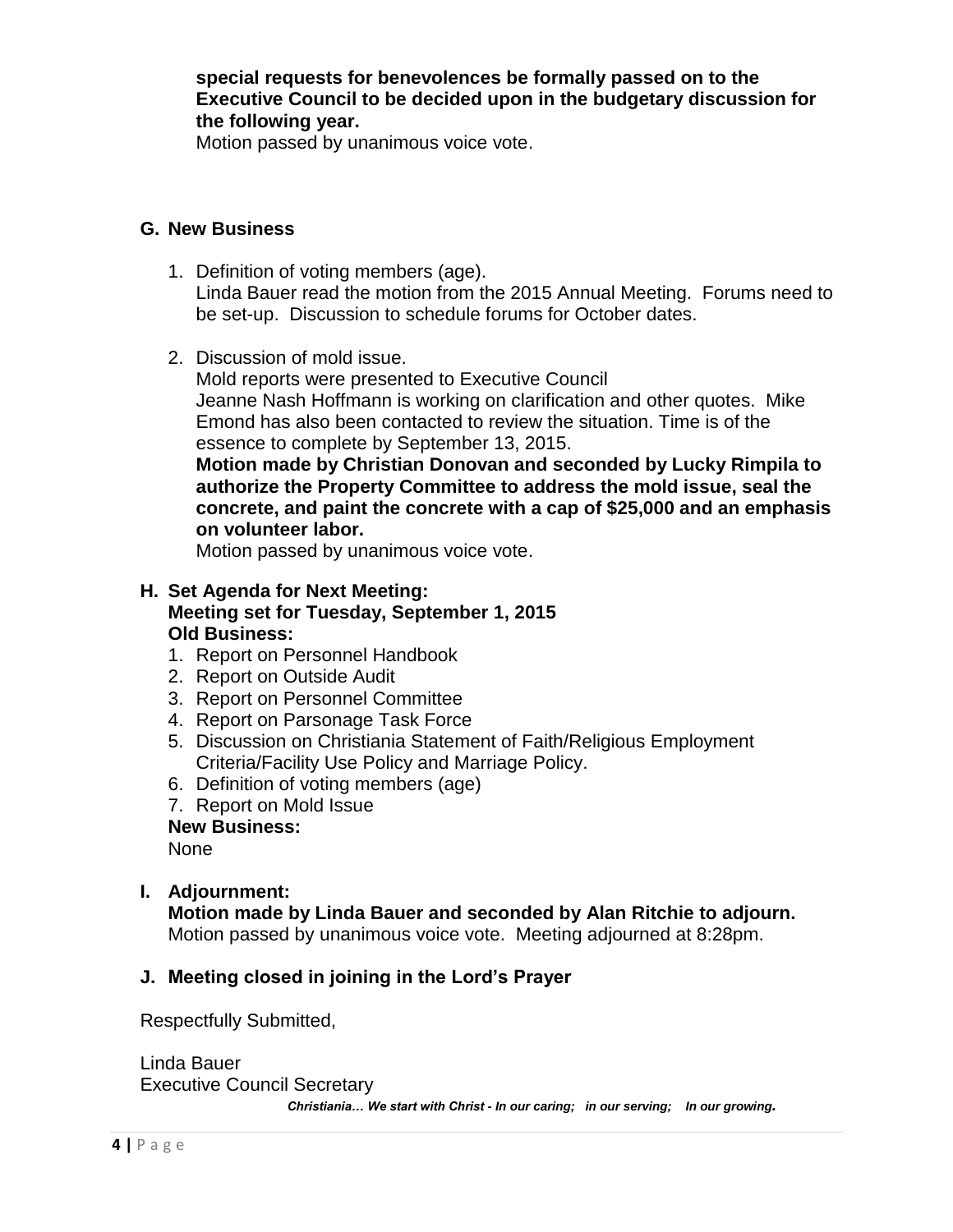**special requests for benevolences be formally passed on to the Executive Council to be decided upon in the budgetary discussion for the following year.**
Motion passed by unanimous voice vote.

**G. New Business**

1. Definition of voting members (age).
   Linda Bauer read the motion from the 2015 Annual Meeting. Forums need to be set-up. Discussion to schedule forums for October dates.

2. Discussion of mold issue.
   Mold reports were presented to Executive Council
   Jeanne Nash Hoffmann is working on clarification and other quotes. Mike Emond has also been contacted to review the situation. Time is of the essence to complete by September 13, 2015.
   **Motion made by Christian Donovan and seconded by Lucky Rimpila to authorize the Property Committee to address the mold issue, seal the concrete, and paint the concrete with a cap of $25,000 and an emphasis on volunteer labor.**
   Motion passed by unanimous voice vote.

**H. Set Agenda for Next Meeting:**
**Meeting set for Tuesday, September 1, 2015**
**Old Business:**

1. Report on Personnel Handbook
2. Report on Outside Audit
3. Report on Personnel Committee
4. Report on Parsonage Task Force
5. Discussion on Christiania Statement of Faith/Religious Employment Criteria/Facility Use Policy and Marriage Policy.
6. Definition of voting members (age)
7. Report on Mold Issue

**New Business:**
None

**I. Adjournment:**
**Motion made by Linda Bauer and seconded by Alan Ritchie to adjourn.**
Motion passed by unanimous voice vote. Meeting adjourned at 8:28pm.

**J. Meeting closed in joining in the Lord's Prayer**

Respectfully Submitted,

Linda Bauer
Executive Council Secretary

***Christiania… We start with Christ - In our caring; in our serving; In our growing.***